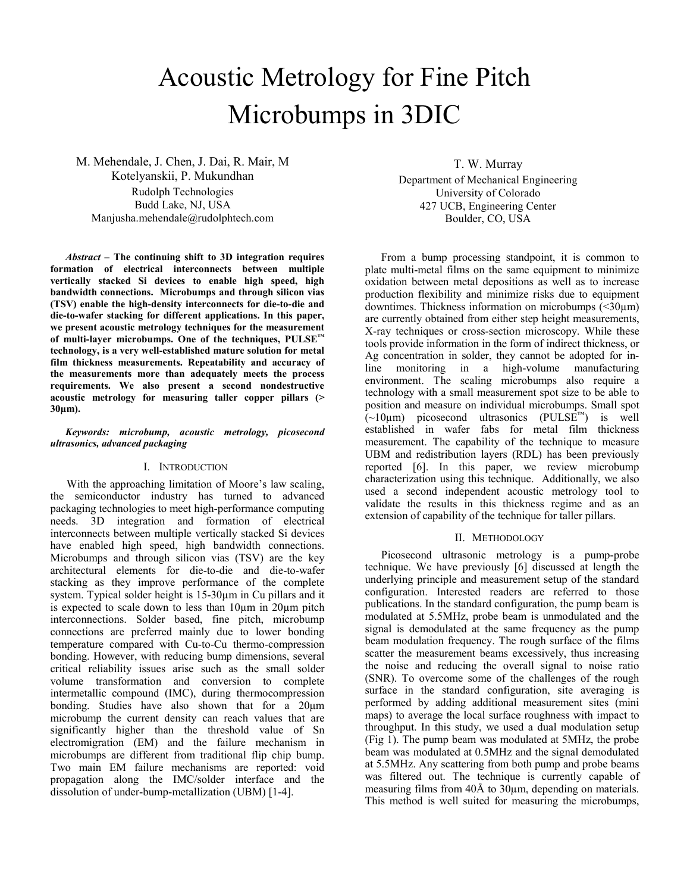# Acoustic Metrology for Fine Pitch Microbumps in 3DIC

M. Mehendale, J. Chen, J. Dai, R. Mair, M Kotelyanskii, P. Mukundhan
Rudolph Technologies
Budd Lake, NJ, USA
Manjusha.mehendale@rudolphtech.com

T. W. Murray
Department of Mechanical Engineering
University of Colorado
427 UCB, Engineering Center
Boulder, CO, USA

***Abstract* – The continuing shift to 3D integration requires formation of electrical interconnects between multiple vertically stacked Si devices to enable high speed, high bandwidth connections. Microbumps and through silicon vias (TSV) enable the high-density interconnects for die-to-die and die-to-wafer stacking for different applications. In this paper, we present acoustic metrology techniques for the measurement of multi-layer microbumps. One of the techniques, PULSE™ technology, is a very well-established mature solution for metal film thickness measurements. Repeatability and accuracy of the measurements more than adequately meets the process requirements. We also present a second nondestructive acoustic metrology for measuring taller copper pillars (> 30µm).**

***Keywords: microbump, acoustic metrology, picosecond ultrasonics, advanced packaging***

## I. Introduction

With the approaching limitation of Moore's law scaling, the semiconductor industry has turned to advanced packaging technologies to meet high-performance computing needs. 3D integration and formation of electrical interconnects between multiple vertically stacked Si devices have enabled high speed, high bandwidth connections. Microbumps and through silicon vias (TSV) are the key architectural elements for die-to-die and die-to-wafer stacking as they improve performance of the complete system. Typical solder height is 15-30µm in Cu pillars and it is expected to scale down to less than 10µm in 20µm pitch interconnections. Solder based, fine pitch, microbump connections are preferred mainly due to lower bonding temperature compared with Cu-to-Cu thermo-compression bonding. However, with reducing bump dimensions, several critical reliability issues arise such as the small solder volume transformation and conversion to complete intermetallic compound (IMC), during thermocompression bonding. Studies have also shown that for a 20µm microbump the current density can reach values that are significantly higher than the threshold value of Sn electromigration (EM) and the failure mechanism in microbumps are different from traditional flip chip bump. Two main EM failure mechanisms are reported: void propagation along the IMC/solder interface and the dissolution of under-bump-metallization (UBM) [1-4].

From a bump processing standpoint, it is common to plate multi-metal films on the same equipment to minimize oxidation between metal depositions as well as to increase production flexibility and minimize risks due to equipment downtimes. Thickness information on microbumps (<30µm) are currently obtained from either step height measurements, X-ray techniques or cross-section microscopy. While these tools provide information in the form of indirect thickness, or Ag concentration in solder, they cannot be adopted for in-line monitoring in a high-volume manufacturing environment. The scaling microbumps also require a technology with a small measurement spot size to be able to position and measure on individual microbumps. Small spot (~10µm) picosecond ultrasonics (PULSE™) is well established in wafer fabs for metal film thickness measurement. The capability of the technique to measure UBM and redistribution layers (RDL) has been previously reported [6]. In this paper, we review microbump characterization using this technique. Additionally, we also used a second independent acoustic metrology tool to validate the results in this thickness regime and as an extension of capability of the technique for taller pillars.

## II. Methodology

Picosecond ultrasonic metrology is a pump-probe technique. We have previously [6] discussed at length the underlying principle and measurement setup of the standard configuration. Interested readers are referred to those publications. In the standard configuration, the pump beam is modulated at 5.5MHz, probe beam is unmodulated and the signal is demodulated at the same frequency as the pump beam modulation frequency. The rough surface of the films scatter the measurement beams excessively, thus increasing the noise and reducing the overall signal to noise ratio (SNR). To overcome some of the challenges of the rough surface in the standard configuration, site averaging is performed by adding additional measurement sites (mini maps) to average the local surface roughness with impact to throughput. In this study, we used a dual modulation setup (Fig 1). The pump beam was modulated at 5MHz, the probe beam was modulated at 0.5MHz and the signal demodulated at 5.5MHz. Any scattering from both pump and probe beams was filtered out. The technique is currently capable of measuring films from 40Å to 30µm, depending on materials. This method is well suited for measuring the microbumps,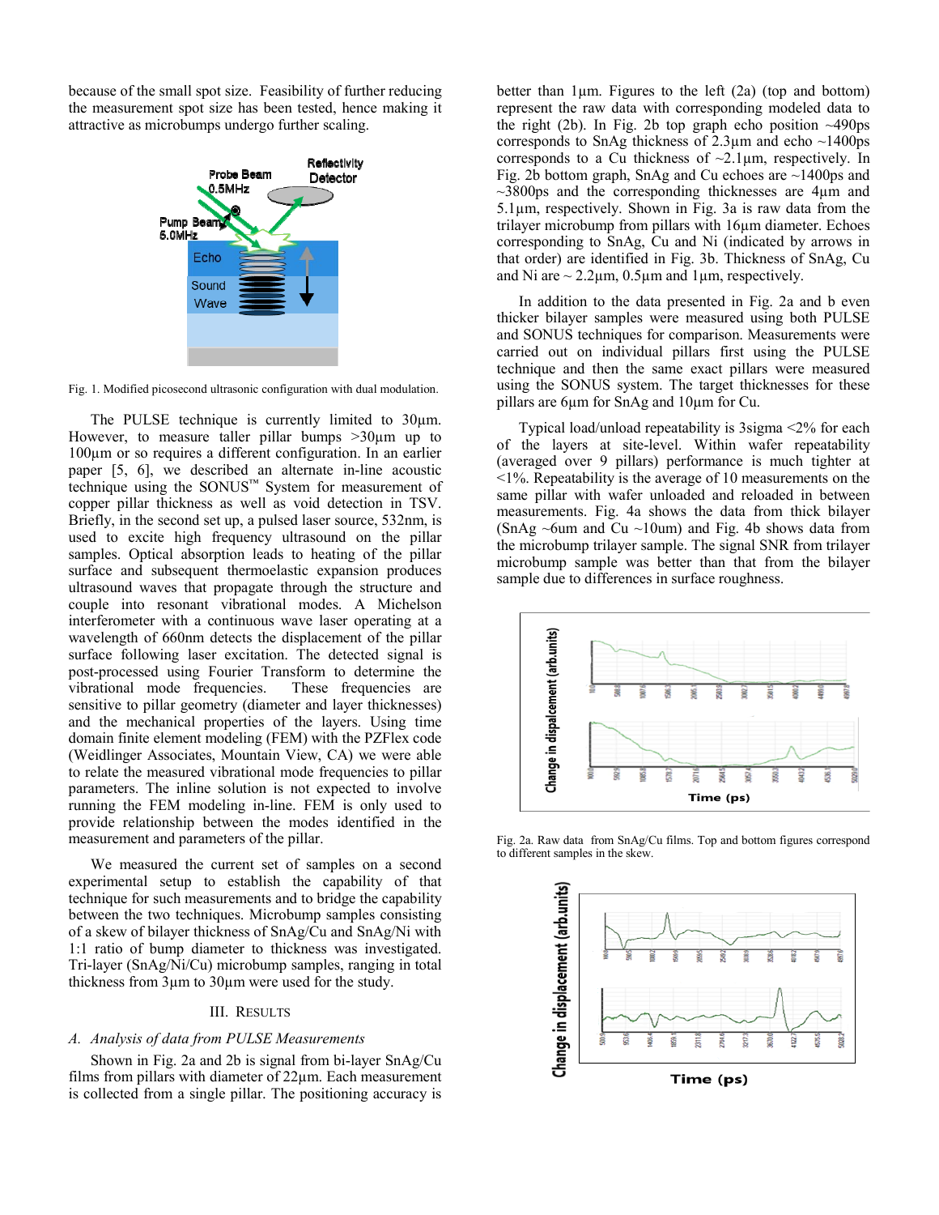because of the small spot size. Feasibility of further reducing the measurement spot size has been tested, hence making it attractive as microbumps undergo further scaling.

Reflectivity Detector

Probe Beam 0.5MHz

Pump Beam 6.0MHz

Echo

Sound Wave

Fig. 1. Modified picosecond ultrasonic configuration with dual modulation.

The PULSE technique is currently limited to 30µm. However, to measure taller pillar bumps >30µm up to 100µm or so requires a different configuration. In an earlier paper [5, 6], we described an alternate in-line acoustic technique using the SONUS™ System for measurement of copper pillar thickness as well as void detection in TSV. Briefly, in the second set up, a pulsed laser source, 532nm, is used to excite high frequency ultrasound on the pillar samples. Optical absorption leads to heating of the pillar surface and subsequent thermoelastic expansion produces ultrasound waves that propagate through the structure and couple into resonant vibrational modes. A Michelson interferometer with a continuous wave laser operating at a wavelength of 660nm detects the displacement of the pillar surface following laser excitation. The detected signal is post-processed using Fourier Transform to determine the vibrational mode frequencies. These frequencies are sensitive to pillar geometry (diameter and layer thicknesses) and the mechanical properties of the layers. Using time domain finite element modeling (FEM) with the PZFlex code (Weidlinger Associates, Mountain View, CA) we were able to relate the measured vibrational mode frequencies to pillar parameters. The inline solution is not expected to involve running the FEM modeling in-line. FEM is only used to provide relationship between the modes identified in the measurement and parameters of the pillar.

We measured the current set of samples on a second experimental setup to establish the capability of that technique for such measurements and to bridge the capability between the two techniques. Microbump samples consisting of a skew of bilayer thickness of SnAg/Cu and SnAg/Ni with 1:1 ratio of bump diameter to thickness was investigated. Tri-layer (SnAg/Ni/Cu) microbump samples, ranging in total thickness from 3µm to 30µm were used for the study.

## III. Results

### *A. Analysis of data from PULSE Measurements*

Shown in Fig. 2a and 2b is signal from bi-layer SnAg/Cu films from pillars with diameter of 22µm. Each measurement is collected from a single pillar. The positioning accuracy is better than 1µm. Figures to the left (2a) (top and bottom) represent the raw data with corresponding modeled data to the right (2b). In Fig. 2b top graph echo position ~490ps corresponds to SnAg thickness of 2.3µm and echo ~1400ps corresponds to a Cu thickness of ~2.1µm, respectively. In Fig. 2b bottom graph, SnAg and Cu echoes are ~1400ps and ~3800ps and the corresponding thicknesses are 4µm and 5.1µm, respectively. Shown in Fig. 3a is raw data from the trilayer microbump from pillars with 16µm diameter. Echoes corresponding to SnAg, Cu and Ni (indicated by arrows in that order) are identified in Fig. 3b. Thickness of SnAg, Cu and Ni are ~ 2.2µm, 0.5µm and 1µm, respectively.

In addition to the data presented in Fig. 2a and b even thicker bilayer samples were measured using both PULSE and SONUS techniques for comparison. Measurements were carried out on individual pillars first using the PULSE technique and then the same exact pillars were measured using the SONUS system. The target thicknesses for these pillars are 6µm for SnAg and 10µm for Cu.

Typical load/unload repeatability is 3sigma <2% for each of the layers at site-level. Within wafer repeatability (averaged over 9 pillars) performance is much tighter at <1%. Repeatability is the average of 10 measurements on the same pillar with wafer unloaded and reloaded in between measurements. Fig. 4a shows the data from thick bilayer (SnAg ~6um and Cu ~10um) and Fig. 4b shows data from the microbump trilayer sample. The signal SNR from trilayer microbump sample was better than that from the bilayer sample due to differences in surface roughness.

Change in displacement (arb.units)

Time (ps)

Fig. 2a. Raw data from SnAg/Cu films. Top and bottom figures correspond to different samples in the skew.

Change in displacement (arb.units)

Time (ps)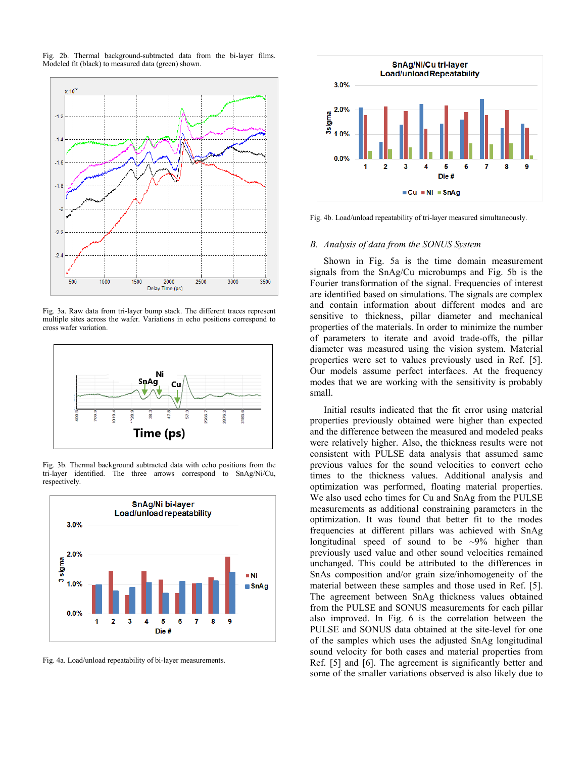Fig. 2b. Thermal background-subtracted data from the bi-layer films. Modeled fit (black) to measured data (green) shown.

x 10^-5

-1.2
-1.4
-1.6
-1.8
-2
-2.2
-2.4

500 1000 1500 2000 2500 3000 3500

Delay Time (ps)

Fig. 3a. Raw data from tri-layer bump stack. The different traces represent multiple sites across the wafer. Variations in echo positions correspond to cross wafer variation.

Ni
SnAg
Cu

Time (ps)

Fig. 3b. Thermal background subtracted data with echo positions from the tri-layer identified. The three arrows correspond to SnAg/Ni/Cu, respectively.

SnAg/Ni bi-layer
Load/unload repeatability

3 sigma

3.0%
2.0%
1.0%
0.0%

1 2 3 4 5 6 7 8 9

Die #

Ni
SnAg

Fig. 4a. Load/unload repeatability of bi-layer measurements.

SnAg/Ni/Cu tri-layer
Load/unload Repeatability

3sigma

3.0%
2.0%
1.0%
0.0%

1 2 3 4 5 6 7 8 9

Die #

Cu Ni SnAg

Fig. 4b. Load/unload repeatability of tri-layer measured simultaneously.

### *B. Analysis of data from the SONUS System*

Shown in Fig. 5a is the time domain measurement signals from the SnAg/Cu microbumps and Fig. 5b is the Fourier transformation of the signal. Frequencies of interest are identified based on simulations. The signals are complex and contain information about different modes and are sensitive to thickness, pillar diameter and mechanical properties of the materials. In order to minimize the number of parameters to iterate and avoid trade-offs, the pillar diameter was measured using the vision system. Material properties were set to values previously used in Ref. [5]. Our models assume perfect interfaces. At the frequency modes that we are working with the sensitivity is probably small.

Initial results indicated that the fit error using material properties previously obtained were higher than expected and the difference between the measured and modeled peaks were relatively higher. Also, the thickness results were not consistent with PULSE data analysis that assumed same previous values for the sound velocities to convert echo times to the thickness values. Additional analysis and optimization was performed, floating material properties. We also used echo times for Cu and SnAg from the PULSE measurements as additional constraining parameters in the optimization. It was found that better fit to the modes frequencies at different pillars was achieved with SnAg longitudinal speed of sound to be ~9% higher than previously used value and other sound velocities remained unchanged. This could be attributed to the differences in SnAs composition and/or grain size/inhomogeneity of the material between these samples and those used in Ref. [5]. The agreement between SnAg thickness values obtained from the PULSE and SONUS measurements for each pillar also improved. In Fig. 6 is the correlation between the PULSE and SONUS data obtained at the site-level for one of the samples which uses the adjusted SnAg longitudinal sound velocity for both cases and material properties from Ref. [5] and [6]. The agreement is significantly better and some of the smaller variations observed is also likely due to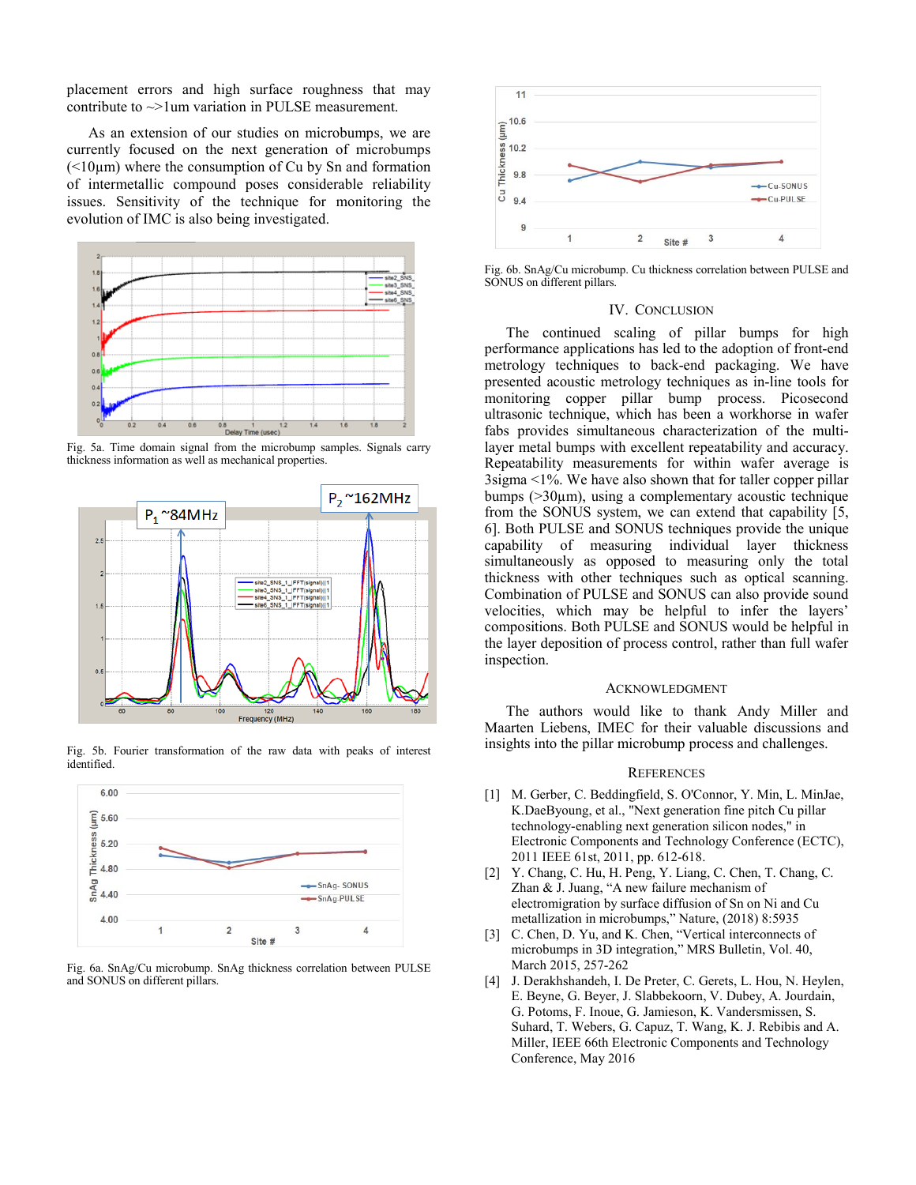placement errors and high surface roughness that may contribute to ~>1um variation in PULSE measurement.

As an extension of our studies on microbumps, we are currently focused on the next generation of microbumps (<10µm) where the consumption of Cu by Sn and formation of intermetallic compound poses considerable reliability issues. Sensitivity of the technique for monitoring the evolution of IMC is also being investigated.

Delay Time (usec)

Fig. 5a. Time domain signal from the microbump samples. Signals carry thickness information as well as mechanical properties.

$P_1$ ~84MHz

$P_2$ ~162MHz

Frequency (MHz)

Fig. 5b. Fourier transformation of the raw data with peaks of interest identified.

SnAg Thickness (µm)

6.00
5.60
5.20
4.80
4.40
4.00

1 2 3 4

Site #

SnAg- SONUS
SnAg-PULSE

Fig. 6a. SnAg/Cu microbump. SnAg thickness correlation between PULSE and SONUS on different pillars.

Cu Thickness (µm)

11
10.6
10.2
9.8
9.4
9

1 2 3 4

Site #

Cu-SONUS
Cu-PULSE

Fig. 6b. SnAg/Cu microbump. Cu thickness correlation between PULSE and SONUS on different pillars.

## IV. Conclusion

The continued scaling of pillar bumps for high performance applications has led to the adoption of front-end metrology techniques to back-end packaging. We have presented acoustic metrology techniques as in-line tools for monitoring copper pillar bump process. Picosecond ultrasonic technique, which has been a workhorse in wafer fabs provides simultaneous characterization of the multi-layer metal bumps with excellent repeatability and accuracy. Repeatability measurements for within wafer average is 3sigma <1%. We have also shown that for taller copper pillar bumps (>30µm), using a complementary acoustic technique from the SONUS system, we can extend that capability [5, 6]. Both PULSE and SONUS techniques provide the unique capability of measuring individual layer thickness simultaneously as opposed to measuring only the total thickness with other techniques such as optical scanning. Combination of PULSE and SONUS can also provide sound velocities, which may be helpful to infer the layers' compositions. Both PULSE and SONUS would be helpful in the layer deposition of process control, rather than full wafer inspection.

## Acknowledgment

The authors would like to thank Andy Miller and Maarten Liebens, IMEC for their valuable discussions and insights into the pillar microbump process and challenges.

## References

[1] M. Gerber, C. Beddingfield, S. O'Connor, Y. Min, L. MinJae, K.DaeByoung, et al., "Next generation fine pitch Cu pillar technology-enabling next generation silicon nodes," in Electronic Components and Technology Conference (ECTC), 2011 IEEE 61st, 2011, pp. 612-618.

[2] Y. Chang, C. Hu, H. Peng, Y. Liang, C. Chen, T. Chang, C. Zhan & J. Juang, "A new failure mechanism of electromigration by surface diffusion of Sn on Ni and Cu metallization in microbumps," Nature, (2018) 8:5935

[3] C. Chen, D. Yu, and K. Chen, "Vertical interconnects of microbumps in 3D integration," MRS Bulletin, Vol. 40, March 2015, 257-262

[4] J. Derakhshandeh, I. De Preter, C. Gerets, L. Hou, N. Heylen, E. Beyne, G. Beyer, J. Slabbekoorn, V. Dubey, A. Jourdain, G. Potoms, F. Inoue, G. Jamieson, K. Vandersmissen, S. Suhard, T. Webers, G. Capuz, T. Wang, K. J. Rebibis and A. Miller, IEEE 66th Electronic Components and Technology Conference, May 2016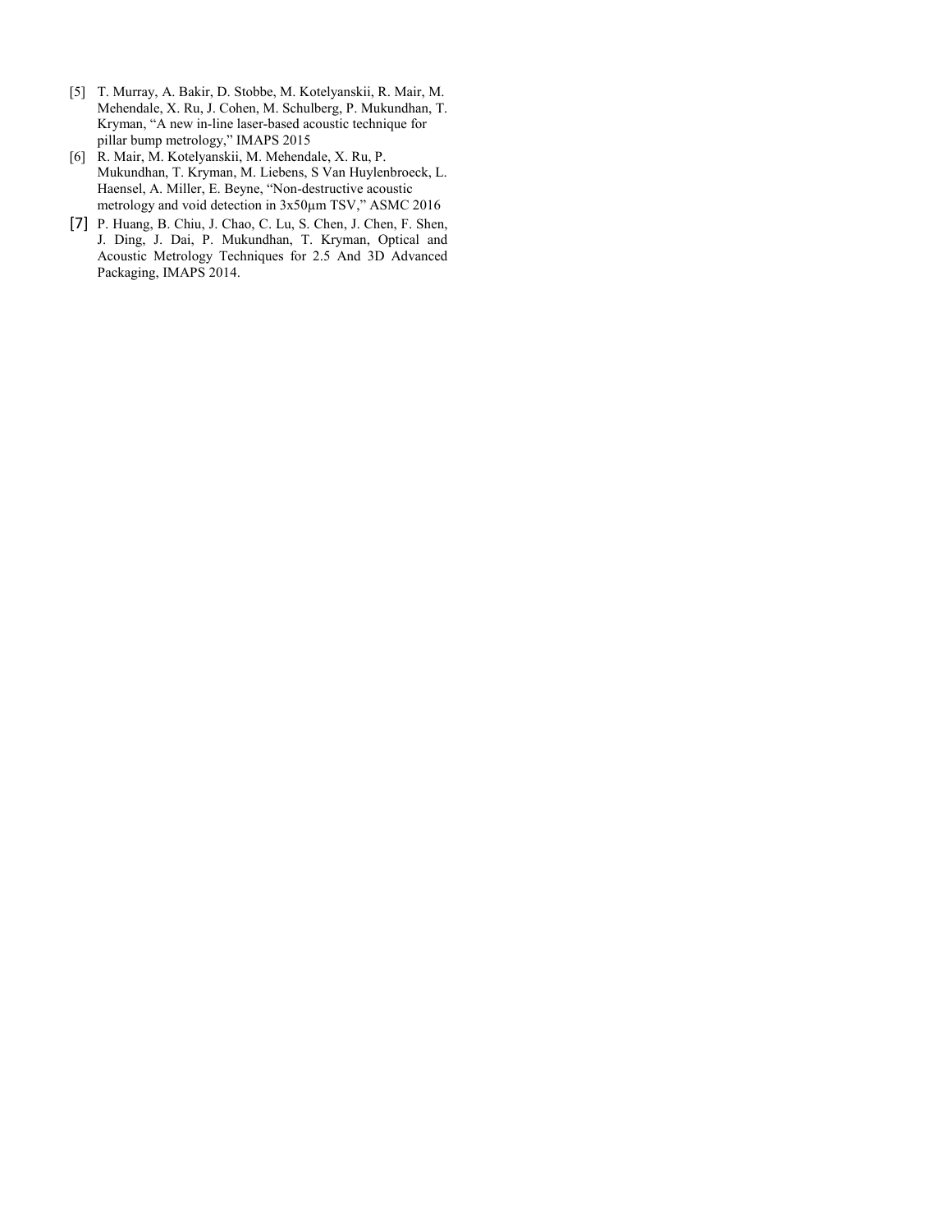[5] T. Murray, A. Bakir, D. Stobbe, M. Kotelyanskii, R. Mair, M. Mehendale, X. Ru, J. Cohen, M. Schulberg, P. Mukundhan, T. Kryman, "A new in-line laser-based acoustic technique for pillar bump metrology," IMAPS 2015

[6] R. Mair, M. Kotelyanskii, M. Mehendale, X. Ru, P. Mukundhan, T. Kryman, M. Liebens, S Van Huylenbroeck, L. Haensel, A. Miller, E. Beyne, "Non-destructive acoustic metrology and void detection in 3x50µm TSV," ASMC 2016

[7] P. Huang, B. Chiu, J. Chao, C. Lu, S. Chen, J. Chen, F. Shen, J. Ding, J. Dai, P. Mukundhan, T. Kryman, Optical and Acoustic Metrology Techniques for 2.5 And 3D Advanced Packaging, IMAPS 2014.